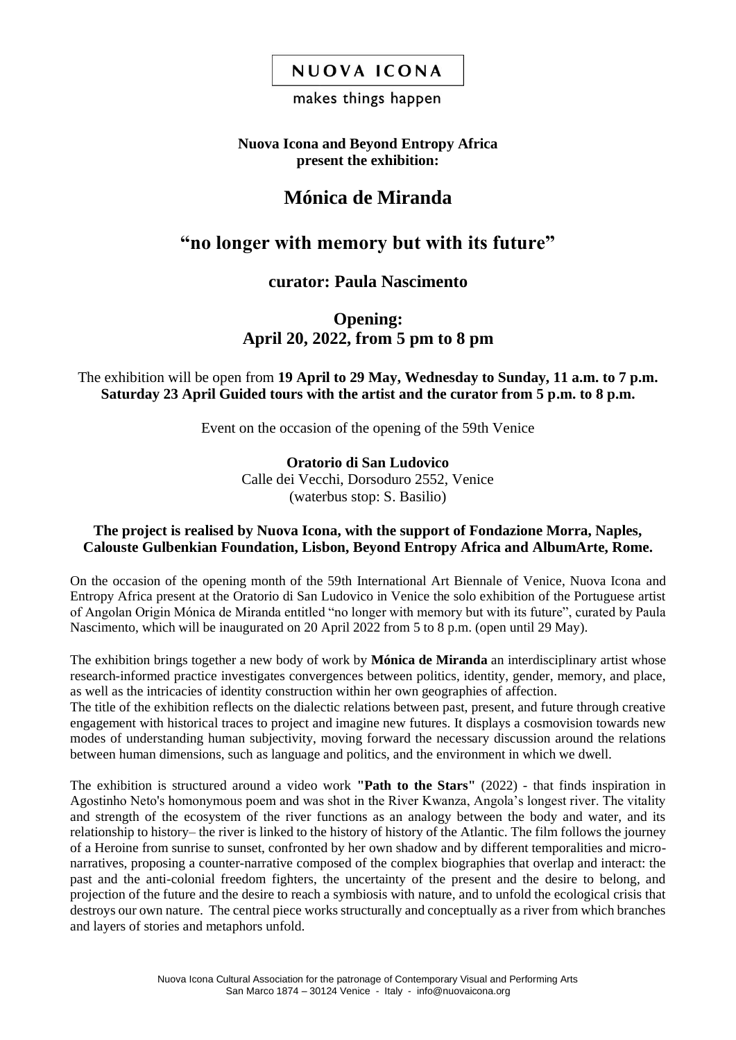NUOVA ICONA

makes things happen

**Nuova Icona and Beyond Entropy Africa**
**present the exhibition:**

# Mónica de Miranda

## "no longer with memory but with its future"

### curator: Paula Nascimento

### Opening:
### April 20, 2022, from 5 pm to 8 pm

The exhibition will be open from **19 April to 29 May, Wednesday to Sunday, 11 a.m. to 7 p.m.**
**Saturday 23 April Guided tours with the artist and the curator from 5 p.m. to 8 p.m.**

Event on the occasion of the opening of the 59th Venice

**Oratorio di San Ludovico**
Calle dei Vecchi, Dorsoduro 2552, Venice
(waterbus stop: S. Basilio)

**The project is realised by Nuova Icona, with the support of Fondazione Morra, Naples, Calouste Gulbenkian Foundation, Lisbon, Beyond Entropy Africa and AlbumArte, Rome.**

On the occasion of the opening month of the 59th International Art Biennale of Venice, Nuova Icona and Entropy Africa present at the Oratorio di San Ludovico in Venice the solo exhibition of the Portuguese artist of Angolan Origin Mónica de Miranda entitled "no longer with memory but with its future", curated by Paula Nascimento, which will be inaugurated on 20 April 2022 from 5 to 8 p.m. (open until 29 May).

The exhibition brings together a new body of work by **Mónica de Miranda** an interdisciplinary artist whose research-informed practice investigates convergences between politics, identity, gender, memory, and place, as well as the intricacies of identity construction within her own geographies of affection.
The title of the exhibition reflects on the dialectic relations between past, present, and future through creative engagement with historical traces to project and imagine new futures. It displays a cosmovision towards new modes of understanding human subjectivity, moving forward the necessary discussion around the relations between human dimensions, such as language and politics, and the environment in which we dwell.

The exhibition is structured around a video work **"Path to the Stars"** (2022) - that finds inspiration in Agostinho Neto's homonymous poem and was shot in the River Kwanza, Angola's longest river. The vitality and strength of the ecosystem of the river functions as an analogy between the body and water, and its relationship to history– the river is linked to the history of history of the Atlantic. The film follows the journey of a Heroine from sunrise to sunset, confronted by her own shadow and by different temporalities and micro-narratives, proposing a counter-narrative composed of the complex biographies that overlap and interact: the past and the anti-colonial freedom fighters, the uncertainty of the present and the desire to belong, and projection of the future and the desire to reach a symbiosis with nature, and to unfold the ecological crisis that destroys our own nature. The central piece works structurally and conceptually as a river from which branches and layers of stories and metaphors unfold.

Nuova Icona Cultural Association for the patronage of Contemporary Visual and Performing Arts
San Marco 1874 – 30124 Venice - Italy - info@nuovaicona.org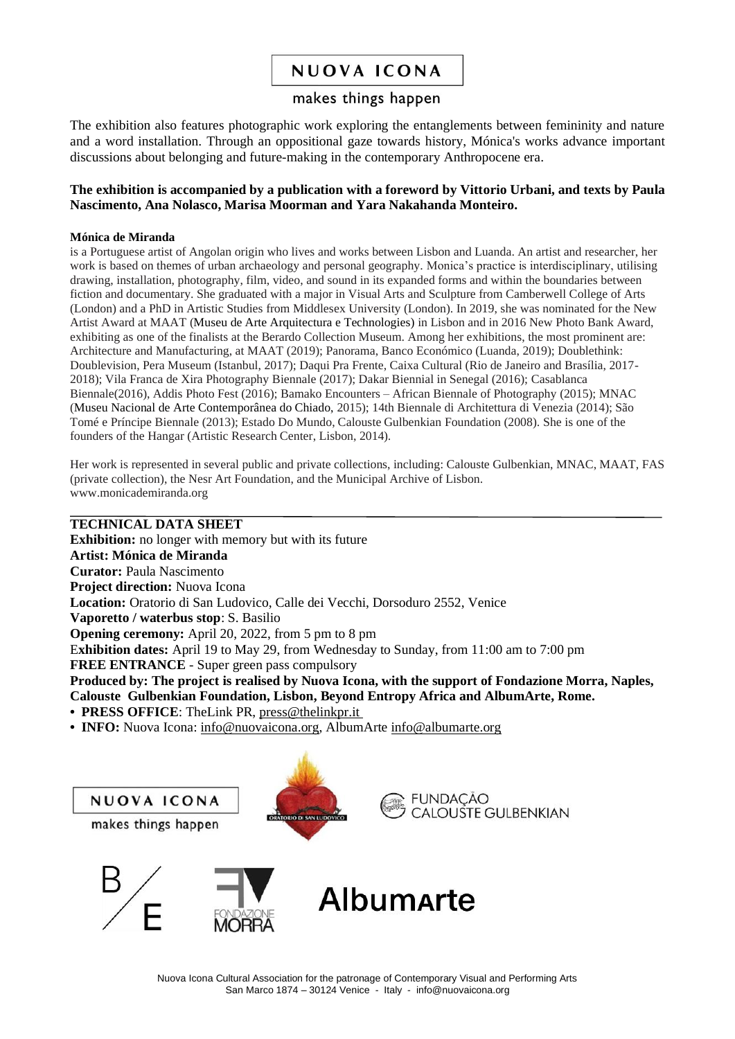The exhibition also features photographic work exploring the entanglements between femininity and nature and a word installation. Through an oppositional gaze towards history, Mónica's works advance important discussions about belonging and future-making in the contemporary Anthropocene era.

**The exhibition is accompanied by a publication with a foreword by Vittorio Urbani, and texts by Paula Nascimento, Ana Nolasco, Marisa Moorman and Yara Nakahanda Monteiro.**

**Mónica de Miranda**

is a Portuguese artist of Angolan origin who lives and works between Lisbon and Luanda. An artist and researcher, her work is based on themes of urban archaeology and personal geography. Monica's practice is interdisciplinary, utilising drawing, installation, photography, film, video, and sound in its expanded forms and within the boundaries between fiction and documentary. She graduated with a major in Visual Arts and Sculpture from Camberwell College of Arts (London) and a PhD in Artistic Studies from Middlesex University (London). In 2019, she was nominated for the New Artist Award at MAAT (Museu de Arte Arquitectura e Technologies) in Lisbon and in 2016 New Photo Bank Award, exhibiting as one of the finalists at the Berardo Collection Museum. Among her exhibitions, the most prominent are: Architecture and Manufacturing, at MAAT (2019); Panorama, Banco Económico (Luanda, 2019); Doublethink: Doublevision, Pera Museum (Istanbul, 2017); Daqui Pra Frente, Caixa Cultural (Rio de Janeiro and Brasília, 2017-2018); Vila Franca de Xira Photography Biennale (2017); Dakar Biennial in Senegal (2016); Casablanca Biennale(2016), Addis Photo Fest (2016); Bamako Encounters – African Biennale of Photography (2015); MNAC (Museu Nacional de Arte Contemporânea do Chiado, 2015); 14th Biennale di Architettura di Venezia (2014); São Tomé e Príncipe Biennale (2013); Estado Do Mundo, Calouste Gulbenkian Foundation (2008). She is one of the founders of the Hangar (Artistic Research Center, Lisbon, 2014).

Her work is represented in several public and private collections, including: Calouste Gulbenkian, MNAC, MAAT, FAS (private collection), the Nesr Art Foundation, and the Municipal Archive of Lisbon.
www.monicademiranda.org

---

**TECHNICAL DATA SHEET**

**Exhibition:** no longer with memory but with its future
**Artist: Mónica de Miranda**
**Curator:** Paula Nascimento
**Project direction:** Nuova Icona
**Location:** Oratorio di San Ludovico, Calle dei Vecchi, Dorsoduro 2552, Venice
**Vaporetto / waterbus stop**: S. Basilio
**Opening ceremony:** April 20, 2022, from 5 pm to 8 pm
**Exhibition dates:** April 19 to May 29, from Wednesday to Sunday, from 11:00 am to 7:00 pm
**FREE ENTRANCE** - Super green pass compulsory
**Produced by: The project is realised by Nuova Icona, with the support of Fondazione Morra, Naples, Calouste Gulbenkian Foundation, Lisbon, Beyond Entropy Africa and AlbumArte, Rome.**

- **PRESS OFFICE**: TheLink PR, press@thelinkpr.it
- **INFO:** Nuova Icona: info@nuovaicona.org, AlbumArte info@albumarte.org

NUOVA ICONA makes things happen — ORATORIO DI SAN LUDOVICO — FUNDAÇÃO CALOUSTE GULBENKIAN — B/E — FONDAZIONE MORRA — Albumarte

Nuova Icona Cultural Association for the patronage of Contemporary Visual and Performing Arts
San Marco 1874 – 30124 Venice - Italy - info@nuovaicona.org